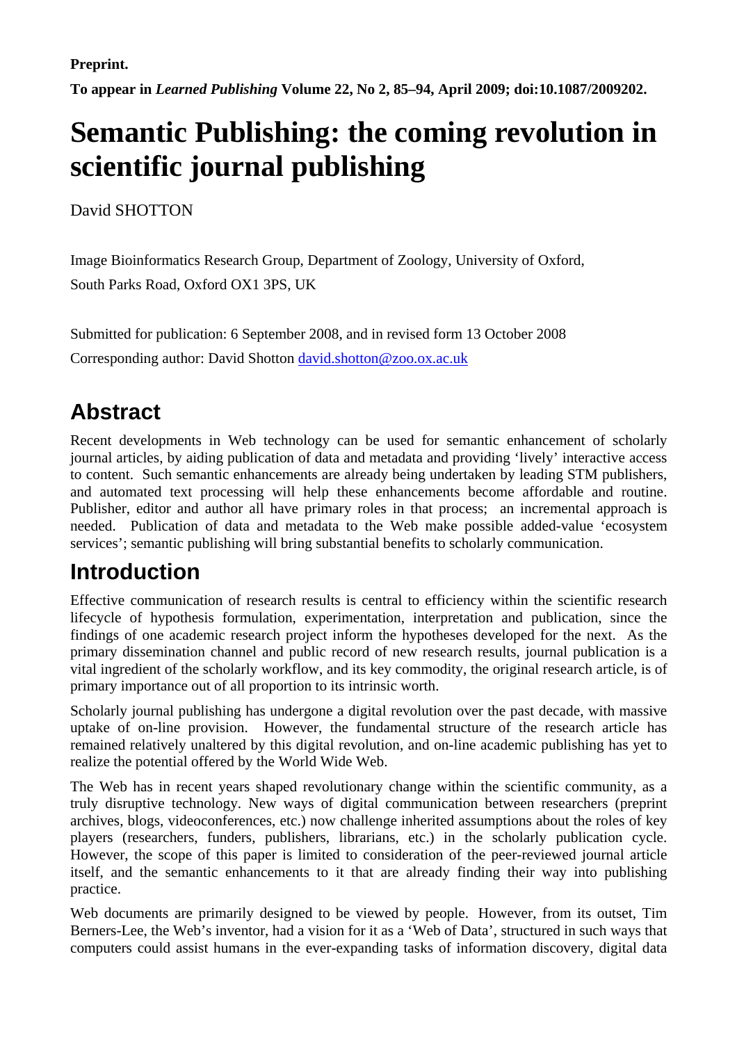**Preprint.**

**To appear in *Learned Publishing* Volume 22, No 2, 85–94, April 2009; doi:10.1087/2009202.**

# Semantic Publishing: the coming revolution in scientific journal publishing

David SHOTTON

Image Bioinformatics Research Group, Department of Zoology, University of Oxford, South Parks Road, Oxford OX1 3PS, UK

Submitted for publication: 6 September 2008, and in revised form 13 October 2008

Corresponding author: David Shotton david.shotton@zoo.ox.ac.uk

## Abstract

Recent developments in Web technology can be used for semantic enhancement of scholarly journal articles, by aiding publication of data and metadata and providing 'lively' interactive access to content. Such semantic enhancements are already being undertaken by leading STM publishers, and automated text processing will help these enhancements become affordable and routine. Publisher, editor and author all have primary roles in that process; an incremental approach is needed. Publication of data and metadata to the Web make possible added-value 'ecosystem services'; semantic publishing will bring substantial benefits to scholarly communication.

## Introduction

Effective communication of research results is central to efficiency within the scientific research lifecycle of hypothesis formulation, experimentation, interpretation and publication, since the findings of one academic research project inform the hypotheses developed for the next. As the primary dissemination channel and public record of new research results, journal publication is a vital ingredient of the scholarly workflow, and its key commodity, the original research article, is of primary importance out of all proportion to its intrinsic worth.

Scholarly journal publishing has undergone a digital revolution over the past decade, with massive uptake of on-line provision. However, the fundamental structure of the research article has remained relatively unaltered by this digital revolution, and on-line academic publishing has yet to realize the potential offered by the World Wide Web.

The Web has in recent years shaped revolutionary change within the scientific community, as a truly disruptive technology. New ways of digital communication between researchers (preprint archives, blogs, videoconferences, etc.) now challenge inherited assumptions about the roles of key players (researchers, funders, publishers, librarians, etc.) in the scholarly publication cycle. However, the scope of this paper is limited to consideration of the peer-reviewed journal article itself, and the semantic enhancements to it that are already finding their way into publishing practice.

Web documents are primarily designed to be viewed by people. However, from its outset, Tim Berners-Lee, the Web's inventor, had a vision for it as a 'Web of Data', structured in such ways that computers could assist humans in the ever-expanding tasks of information discovery, digital data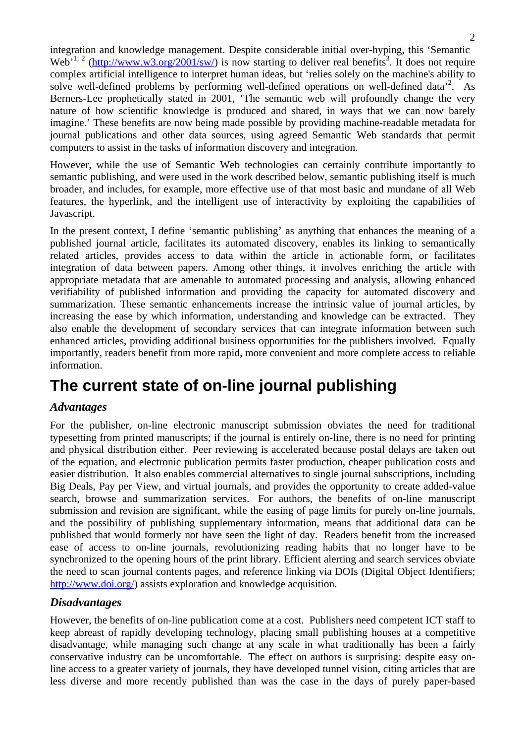integration and knowledge management. Despite considerable initial over-hyping, this 'Semantic Web'[1; 2] (http://www.w3.org/2001/sw/) is now starting to deliver real benefits[3]. It does not require complex artificial intelligence to interpret human ideas, but 'relies solely on the machine's ability to solve well-defined problems by performing well-defined operations on well-defined data'[2]. As Berners-Lee prophetically stated in 2001, 'The semantic web will profoundly change the very nature of how scientific knowledge is produced and shared, in ways that we can now barely imagine.' These benefits are now being made possible by providing machine-readable metadata for journal publications and other data sources, using agreed Semantic Web standards that permit computers to assist in the tasks of information discovery and integration.

However, while the use of Semantic Web technologies can certainly contribute importantly to semantic publishing, and were used in the work described below, semantic publishing itself is much broader, and includes, for example, more effective use of that most basic and mundane of all Web features, the hyperlink, and the intelligent use of interactivity by exploiting the capabilities of Javascript.

In the present context, I define 'semantic publishing' as anything that enhances the meaning of a published journal article, facilitates its automated discovery, enables its linking to semantically related articles, provides access to data within the article in actionable form, or facilitates integration of data between papers. Among other things, it involves enriching the article with appropriate metadata that are amenable to automated processing and analysis, allowing enhanced verifiability of published information and providing the capacity for automated discovery and summarization. These semantic enhancements increase the intrinsic value of journal articles, by increasing the ease by which information, understanding and knowledge can be extracted. They also enable the development of secondary services that can integrate information between such enhanced articles, providing additional business opportunities for the publishers involved. Equally importantly, readers benefit from more rapid, more convenient and more complete access to reliable information.

# The current state of on-line journal publishing

### *Advantages*

For the publisher, on-line electronic manuscript submission obviates the need for traditional typesetting from printed manuscripts; if the journal is entirely on-line, there is no need for printing and physical distribution either. Peer reviewing is accelerated because postal delays are taken out of the equation, and electronic publication permits faster production, cheaper publication costs and easier distribution. It also enables commercial alternatives to single journal subscriptions, including Big Deals, Pay per View, and virtual journals, and provides the opportunity to create added-value search, browse and summarization services. For authors, the benefits of on-line manuscript submission and revision are significant, while the easing of page limits for purely on-line journals, and the possibility of publishing supplementary information, means that additional data can be published that would formerly not have seen the light of day. Readers benefit from the increased ease of access to on-line journals, revolutionizing reading habits that no longer have to be synchronized to the opening hours of the print library. Efficient alerting and search services obviate the need to scan journal contents pages, and reference linking via DOIs (Digital Object Identifiers; http://www.doi.org/) assists exploration and knowledge acquisition.

### *Disadvantages*

However, the benefits of on-line publication come at a cost. Publishers need competent ICT staff to keep abreast of rapidly developing technology, placing small publishing houses at a competitive disadvantage, while managing such change at any scale in what traditionally has been a fairly conservative industry can be uncomfortable. The effect on authors is surprising: despite easy on-line access to a greater variety of journals, they have developed tunnel vision, citing articles that are less diverse and more recently published than was the case in the days of purely paper-based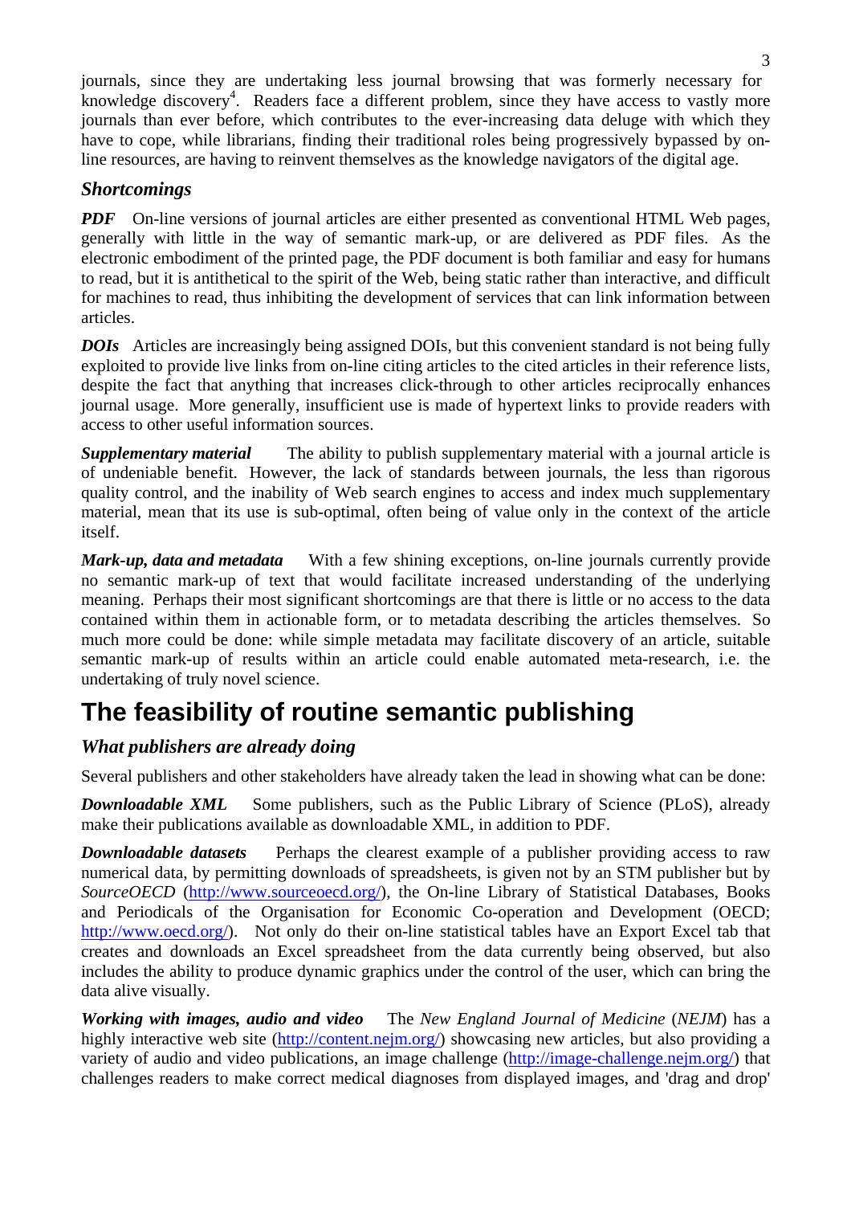journals, since they are undertaking less journal browsing that was formerly necessary for knowledge discovery[4]. Readers face a different problem, since they have access to vastly more journals than ever before, which contributes to the ever-increasing data deluge with which they have to cope, while librarians, finding their traditional roles being progressively bypassed by on-line resources, are having to reinvent themselves as the knowledge navigators of the digital age.

### *Shortcomings*

***PDF*** On-line versions of journal articles are either presented as conventional HTML Web pages, generally with little in the way of semantic mark-up, or are delivered as PDF files. As the electronic embodiment of the printed page, the PDF document is both familiar and easy for humans to read, but it is antithetical to the spirit of the Web, being static rather than interactive, and difficult for machines to read, thus inhibiting the development of services that can link information between articles.

***DOIs*** Articles are increasingly being assigned DOIs, but this convenient standard is not being fully exploited to provide live links from on-line citing articles to the cited articles in their reference lists, despite the fact that anything that increases click-through to other articles reciprocally enhances journal usage. More generally, insufficient use is made of hypertext links to provide readers with access to other useful information sources.

***Supplementary material*** The ability to publish supplementary material with a journal article is of undeniable benefit. However, the lack of standards between journals, the less than rigorous quality control, and the inability of Web search engines to access and index much supplementary material, mean that its use is sub-optimal, often being of value only in the context of the article itself.

***Mark-up, data and metadata*** With a few shining exceptions, on-line journals currently provide no semantic mark-up of text that would facilitate increased understanding of the underlying meaning. Perhaps their most significant shortcomings are that there is little or no access to the data contained within them in actionable form, or to metadata describing the articles themselves. So much more could be done: while simple metadata may facilitate discovery of an article, suitable semantic mark-up of results within an article could enable automated meta-research, i.e. the undertaking of truly novel science.

## The feasibility of routine semantic publishing

### *What publishers are already doing*

Several publishers and other stakeholders have already taken the lead in showing what can be done:

***Downloadable XML*** Some publishers, such as the Public Library of Science (PLoS), already make their publications available as downloadable XML, in addition to PDF.

***Downloadable datasets*** Perhaps the clearest example of a publisher providing access to raw numerical data, by permitting downloads of spreadsheets, is given not by an STM publisher but by *SourceOECD* (http://www.sourceoecd.org/), the On-line Library of Statistical Databases, Books and Periodicals of the Organisation for Economic Co-operation and Development (OECD; http://www.oecd.org/). Not only do their on-line statistical tables have an Export Excel tab that creates and downloads an Excel spreadsheet from the data currently being observed, but also includes the ability to produce dynamic graphics under the control of the user, which can bring the data alive visually.

***Working with images, audio and video*** The *New England Journal of Medicine* (*NEJM*) has a highly interactive web site (http://content.nejm.org/) showcasing new articles, but also providing a variety of audio and video publications, an image challenge (http://image-challenge.nejm.org/) that challenges readers to make correct medical diagnoses from displayed images, and 'drag and drop'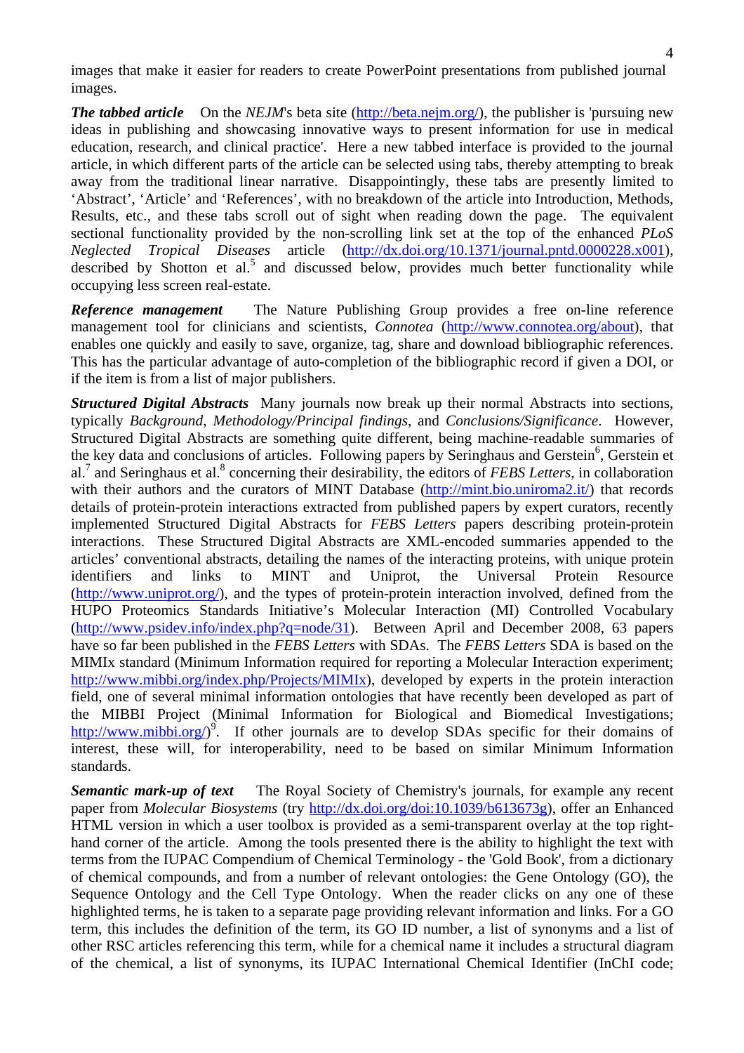images that make it easier for readers to create PowerPoint presentations from published journal images.

***The tabbed article*** On the *NEJM*'s beta site (http://beta.nejm.org/), the publisher is 'pursuing new ideas in publishing and showcasing innovative ways to present information for use in medical education, research, and clinical practice'. Here a new tabbed interface is provided to the journal article, in which different parts of the article can be selected using tabs, thereby attempting to break away from the traditional linear narrative. Disappointingly, these tabs are presently limited to 'Abstract', 'Article' and 'References', with no breakdown of the article into Introduction, Methods, Results, etc., and these tabs scroll out of sight when reading down the page. The equivalent sectional functionality provided by the non-scrolling link set at the top of the enhanced *PLoS Neglected Tropical Diseases* article (http://dx.doi.org/10.1371/journal.pntd.0000228.x001), described by Shotton et al.[5] and discussed below, provides much better functionality while occupying less screen real-estate.

***Reference management*** The Nature Publishing Group provides a free on-line reference management tool for clinicians and scientists, *Connotea* (http://www.connotea.org/about), that enables one quickly and easily to save, organize, tag, share and download bibliographic references. This has the particular advantage of auto-completion of the bibliographic record if given a DOI, or if the item is from a list of major publishers.

***Structured Digital Abstracts*** Many journals now break up their normal Abstracts into sections, typically *Background*, *Methodology/Principal findings*, and *Conclusions/Significance*. However, Structured Digital Abstracts are something quite different, being machine-readable summaries of the key data and conclusions of articles. Following papers by Seringhaus and Gerstein[6], Gerstein et al.[7] and Seringhaus et al.[8] concerning their desirability, the editors of *FEBS Letters*, in collaboration with their authors and the curators of MINT Database (http://mint.bio.uniroma2.it/) that records details of protein-protein interactions extracted from published papers by expert curators, recently implemented Structured Digital Abstracts for *FEBS Letters* papers describing protein-protein interactions. These Structured Digital Abstracts are XML-encoded summaries appended to the articles' conventional abstracts, detailing the names of the interacting proteins, with unique protein identifiers and links to MINT and Uniprot, the Universal Protein Resource (http://www.uniprot.org/), and the types of protein-protein interaction involved, defined from the HUPO Proteomics Standards Initiative's Molecular Interaction (MI) Controlled Vocabulary (http://www.psidev.info/index.php?q=node/31). Between April and December 2008, 63 papers have so far been published in the *FEBS Letters* with SDAs. The *FEBS Letters* SDA is based on the MIMIx standard (Minimum Information required for reporting a Molecular Interaction experiment; http://www.mibbi.org/index.php/Projects/MIMIx), developed by experts in the protein interaction field, one of several minimal information ontologies that have recently been developed as part of the MIBBI Project (Minimal Information for Biological and Biomedical Investigations; http://www.mibbi.org/)[9]. If other journals are to develop SDAs specific for their domains of interest, these will, for interoperability, need to be based on similar Minimum Information standards.

***Semantic mark-up of text*** The Royal Society of Chemistry's journals, for example any recent paper from *Molecular Biosystems* (try http://dx.doi.org/doi:10.1039/b613673g), offer an Enhanced HTML version in which a user toolbox is provided as a semi-transparent overlay at the top right-hand corner of the article. Among the tools presented there is the ability to highlight the text with terms from the IUPAC Compendium of Chemical Terminology - the 'Gold Book', from a dictionary of chemical compounds, and from a number of relevant ontologies: the Gene Ontology (GO), the Sequence Ontology and the Cell Type Ontology. When the reader clicks on any one of these highlighted terms, he is taken to a separate page providing relevant information and links. For a GO term, this includes the definition of the term, its GO ID number, a list of synonyms and a list of other RSC articles referencing this term, while for a chemical name it includes a structural diagram of the chemical, a list of synonyms, its IUPAC International Chemical Identifier (InChI code;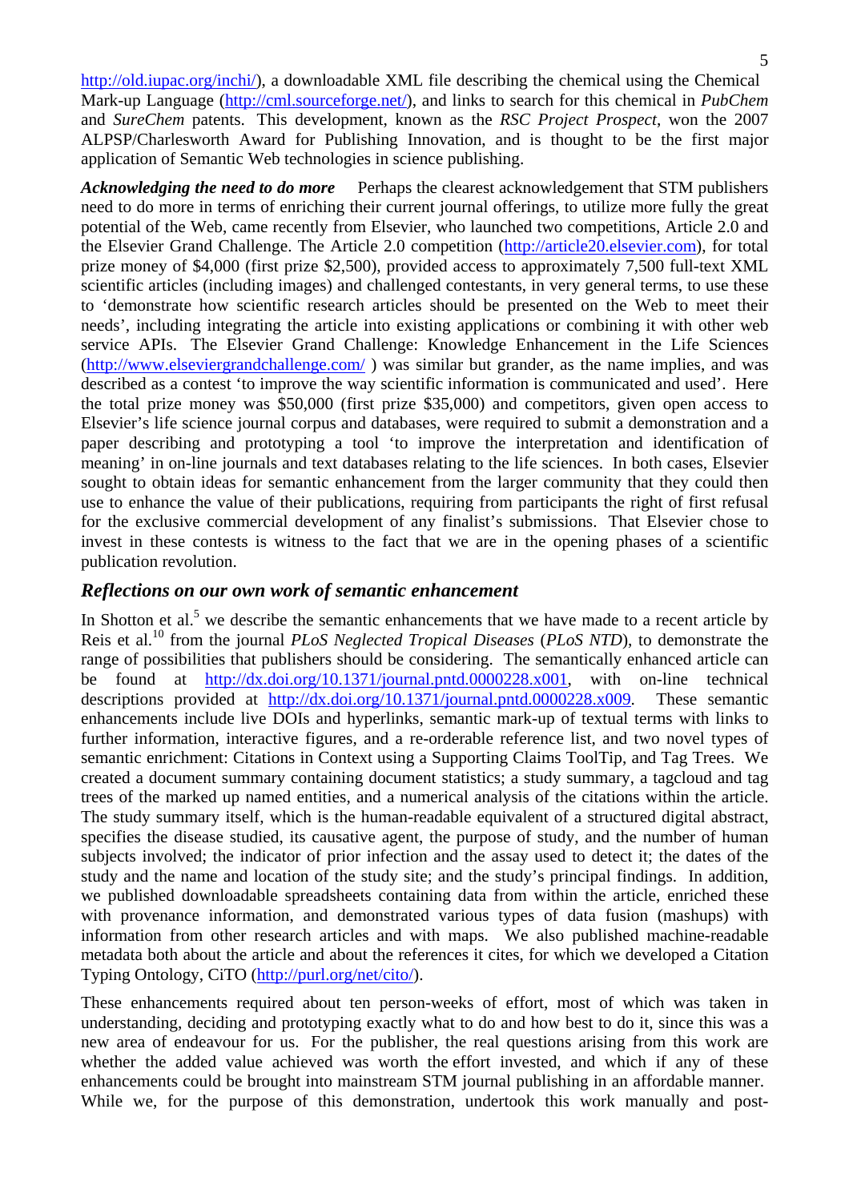http://old.iupac.org/inchi/), a downloadable XML file describing the chemical using the Chemical Mark-up Language (http://cml.sourceforge.net/), and links to search for this chemical in *PubChem* and *SureChem* patents. This development, known as the *RSC Project Prospect*, won the 2007 ALPSP/Charlesworth Award for Publishing Innovation, and is thought to be the first major application of Semantic Web technologies in science publishing.

***Acknowledging the need to do more*** Perhaps the clearest acknowledgement that STM publishers need to do more in terms of enriching their current journal offerings, to utilize more fully the great potential of the Web, came recently from Elsevier, who launched two competitions, Article 2.0 and the Elsevier Grand Challenge. The Article 2.0 competition (http://article20.elsevier.com), for total prize money of $4,000 (first prize $2,500), provided access to approximately 7,500 full-text XML scientific articles (including images) and challenged contestants, in very general terms, to use these to 'demonstrate how scientific research articles should be presented on the Web to meet their needs', including integrating the article into existing applications or combining it with other web service APIs. The Elsevier Grand Challenge: Knowledge Enhancement in the Life Sciences (http://www.elseviergrandchallenge.com/ ) was similar but grander, as the name implies, and was described as a contest 'to improve the way scientific information is communicated and used'. Here the total prize money was $50,000 (first prize $35,000) and competitors, given open access to Elsevier's life science journal corpus and databases, were required to submit a demonstration and a paper describing and prototyping a tool 'to improve the interpretation and identification of meaning' in on-line journals and text databases relating to the life sciences. In both cases, Elsevier sought to obtain ideas for semantic enhancement from the larger community that they could then use to enhance the value of their publications, requiring from participants the right of first refusal for the exclusive commercial development of any finalist's submissions. That Elsevier chose to invest in these contests is witness to the fact that we are in the opening phases of a scientific publication revolution.

## Reflections on our own work of semantic enhancement

In Shotton et al.[5] we describe the semantic enhancements that we have made to a recent article by Reis et al.[10] from the journal *PLoS Neglected Tropical Diseases* (*PLoS NTD*), to demonstrate the range of possibilities that publishers should be considering. The semantically enhanced article can be found at http://dx.doi.org/10.1371/journal.pntd.0000228.x001, with on-line technical descriptions provided at http://dx.doi.org/10.1371/journal.pntd.0000228.x009. These semantic enhancements include live DOIs and hyperlinks, semantic mark-up of textual terms with links to further information, interactive figures, and a re-orderable reference list, and two novel types of semantic enrichment: Citations in Context using a Supporting Claims ToolTip, and Tag Trees. We created a document summary containing document statistics; a study summary, a tagcloud and tag trees of the marked up named entities, and a numerical analysis of the citations within the article. The study summary itself, which is the human-readable equivalent of a structured digital abstract, specifies the disease studied, its causative agent, the purpose of study, and the number of human subjects involved; the indicator of prior infection and the assay used to detect it; the dates of the study and the name and location of the study site; and the study's principal findings. In addition, we published downloadable spreadsheets containing data from within the article, enriched these with provenance information, and demonstrated various types of data fusion (mashups) with information from other research articles and with maps. We also published machine-readable metadata both about the article and about the references it cites, for which we developed a Citation Typing Ontology, CiTO (http://purl.org/net/cito/).

These enhancements required about ten person-weeks of effort, most of which was taken in understanding, deciding and prototyping exactly what to do and how best to do it, since this was a new area of endeavour for us. For the publisher, the real questions arising from this work are whether the added value achieved was worth the effort invested, and which if any of these enhancements could be brought into mainstream STM journal publishing in an affordable manner. While we, for the purpose of this demonstration, undertook this work manually and post-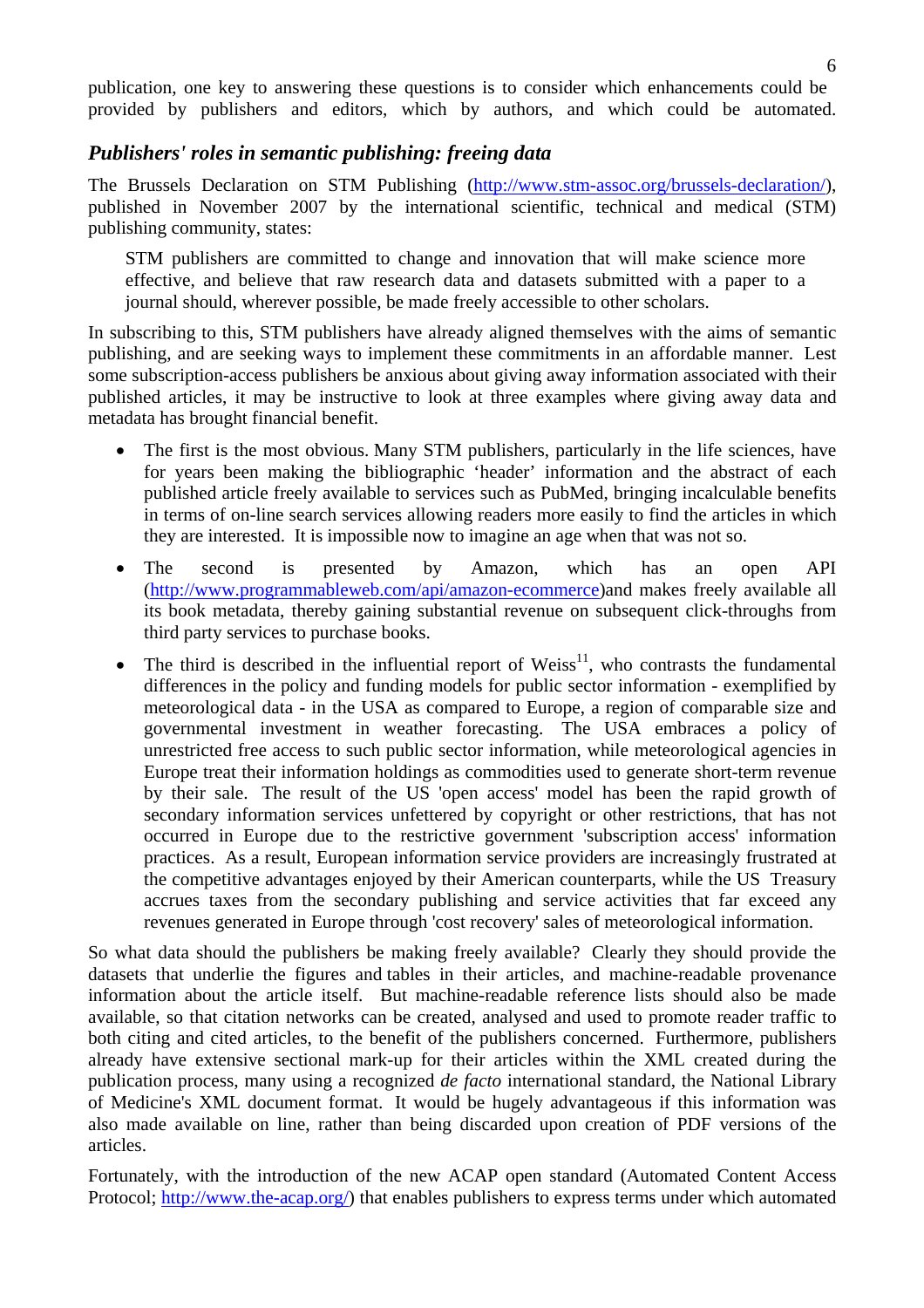publication, one key to answering these questions is to consider which enhancements could be provided by publishers and editors, which by authors, and which could be automated.

### *Publishers' roles in semantic publishing: freeing data*

The Brussels Declaration on STM Publishing (http://www.stm-assoc.org/brussels-declaration/), published in November 2007 by the international scientific, technical and medical (STM) publishing community, states:

> STM publishers are committed to change and innovation that will make science more effective, and believe that raw research data and datasets submitted with a paper to a journal should, wherever possible, be made freely accessible to other scholars.

In subscribing to this, STM publishers have already aligned themselves with the aims of semantic publishing, and are seeking ways to implement these commitments in an affordable manner. Lest some subscription-access publishers be anxious about giving away information associated with their published articles, it may be instructive to look at three examples where giving away data and metadata has brought financial benefit.

- The first is the most obvious. Many STM publishers, particularly in the life sciences, have for years been making the bibliographic 'header' information and the abstract of each published article freely available to services such as PubMed, bringing incalculable benefits in terms of on-line search services allowing readers more easily to find the articles in which they are interested. It is impossible now to imagine an age when that was not so.
- The second is presented by Amazon, which has an open API (http://www.programmableweb.com/api/amazon-ecommerce)and makes freely available all its book metadata, thereby gaining substantial revenue on subsequent click-throughs from third party services to purchase books.
- The third is described in the influential report of Weiss[11], who contrasts the fundamental differences in the policy and funding models for public sector information - exemplified by meteorological data - in the USA as compared to Europe, a region of comparable size and governmental investment in weather forecasting. The USA embraces a policy of unrestricted free access to such public sector information, while meteorological agencies in Europe treat their information holdings as commodities used to generate short-term revenue by their sale. The result of the US 'open access' model has been the rapid growth of secondary information services unfettered by copyright or other restrictions, that has not occurred in Europe due to the restrictive government 'subscription access' information practices. As a result, European information service providers are increasingly frustrated at the competitive advantages enjoyed by their American counterparts, while the US Treasury accrues taxes from the secondary publishing and service activities that far exceed any revenues generated in Europe through 'cost recovery' sales of meteorological information.

So what data should the publishers be making freely available? Clearly they should provide the datasets that underlie the figures and tables in their articles, and machine-readable provenance information about the article itself. But machine-readable reference lists should also be made available, so that citation networks can be created, analysed and used to promote reader traffic to both citing and cited articles, to the benefit of the publishers concerned. Furthermore, publishers already have extensive sectional mark-up for their articles within the XML created during the publication process, many using a recognized *de facto* international standard, the National Library of Medicine's XML document format. It would be hugely advantageous if this information was also made available on line, rather than being discarded upon creation of PDF versions of the articles.

Fortunately, with the introduction of the new ACAP open standard (Automated Content Access Protocol; http://www.the-acap.org/) that enables publishers to express terms under which automated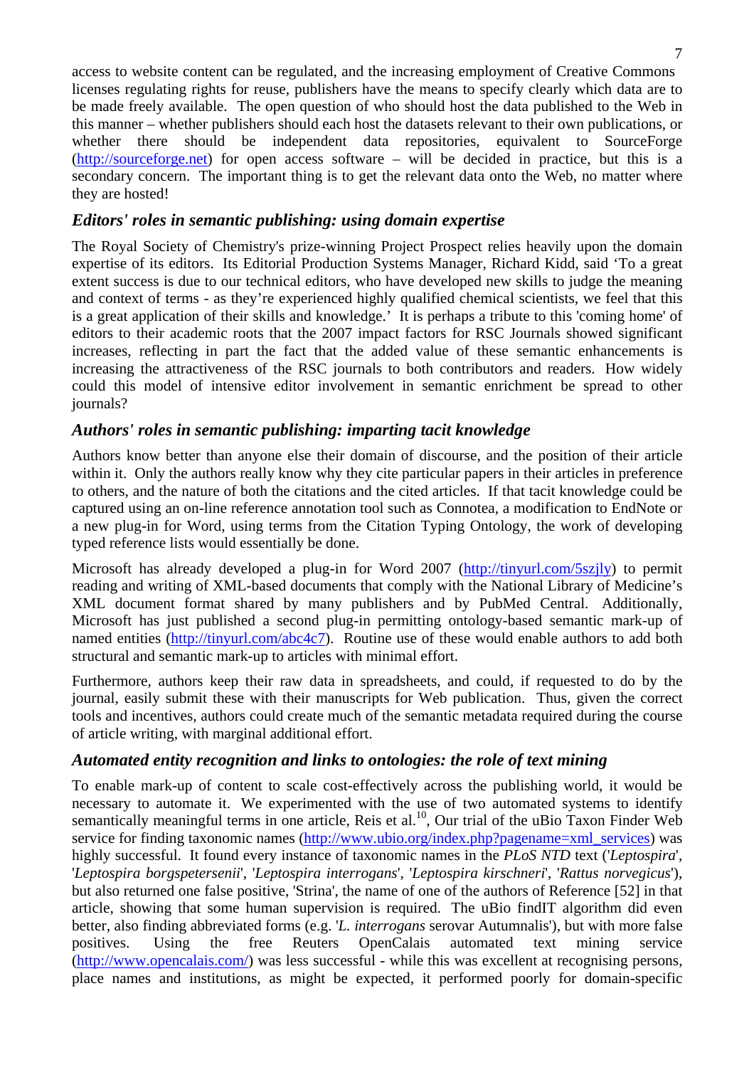access to website content can be regulated, and the increasing employment of Creative Commons licenses regulating rights for reuse, publishers have the means to specify clearly which data are to be made freely available. The open question of who should host the data published to the Web in this manner – whether publishers should each host the datasets relevant to their own publications, or whether there should be independent data repositories, equivalent to SourceForge (http://sourceforge.net) for open access software – will be decided in practice, but this is a secondary concern. The important thing is to get the relevant data onto the Web, no matter where they are hosted!

### *Editors' roles in semantic publishing: using domain expertise*

The Royal Society of Chemistry's prize-winning Project Prospect relies heavily upon the domain expertise of its editors. Its Editorial Production Systems Manager, Richard Kidd, said 'To a great extent success is due to our technical editors, who have developed new skills to judge the meaning and context of terms - as they're experienced highly qualified chemical scientists, we feel that this is a great application of their skills and knowledge.' It is perhaps a tribute to this 'coming home' of editors to their academic roots that the 2007 impact factors for RSC Journals showed significant increases, reflecting in part the fact that the added value of these semantic enhancements is increasing the attractiveness of the RSC journals to both contributors and readers. How widely could this model of intensive editor involvement in semantic enrichment be spread to other journals?

### *Authors' roles in semantic publishing: imparting tacit knowledge*

Authors know better than anyone else their domain of discourse, and the position of their article within it. Only the authors really know why they cite particular papers in their articles in preference to others, and the nature of both the citations and the cited articles. If that tacit knowledge could be captured using an on-line reference annotation tool such as Connotea, a modification to EndNote or a new plug-in for Word, using terms from the Citation Typing Ontology, the work of developing typed reference lists would essentially be done.

Microsoft has already developed a plug-in for Word 2007 (http://tinyurl.com/5szjly) to permit reading and writing of XML-based documents that comply with the National Library of Medicine's XML document format shared by many publishers and by PubMed Central. Additionally, Microsoft has just published a second plug-in permitting ontology-based semantic mark-up of named entities (http://tinyurl.com/abc4c7). Routine use of these would enable authors to add both structural and semantic mark-up to articles with minimal effort.

Furthermore, authors keep their raw data in spreadsheets, and could, if requested to do by the journal, easily submit these with their manuscripts for Web publication. Thus, given the correct tools and incentives, authors could create much of the semantic metadata required during the course of article writing, with marginal additional effort.

### *Automated entity recognition and links to ontologies: the role of text mining*

To enable mark-up of content to scale cost-effectively across the publishing world, it would be necessary to automate it. We experimented with the use of two automated systems to identify semantically meaningful terms in one article, Reis et al.[10], Our trial of the uBio Taxon Finder Web service for finding taxonomic names (http://www.ubio.org/index.php?pagename=xml_services) was highly successful. It found every instance of taxonomic names in the *PLoS NTD* text ('*Leptospira*', '*Leptospira borgspetersenii*', '*Leptospira interrogans*', '*Leptospira kirschneri*', '*Rattus norvegicus*'), but also returned one false positive, 'Strina', the name of one of the authors of Reference [52] in that article, showing that some human supervision is required. The uBio findIT algorithm did even better, also finding abbreviated forms (e.g. '*L. interrogans* serovar Autumnalis'), but with more false positives. Using the free Reuters OpenCalais automated text mining service (http://www.opencalais.com/) was less successful - while this was excellent at recognising persons, place names and institutions, as might be expected, it performed poorly for domain-specific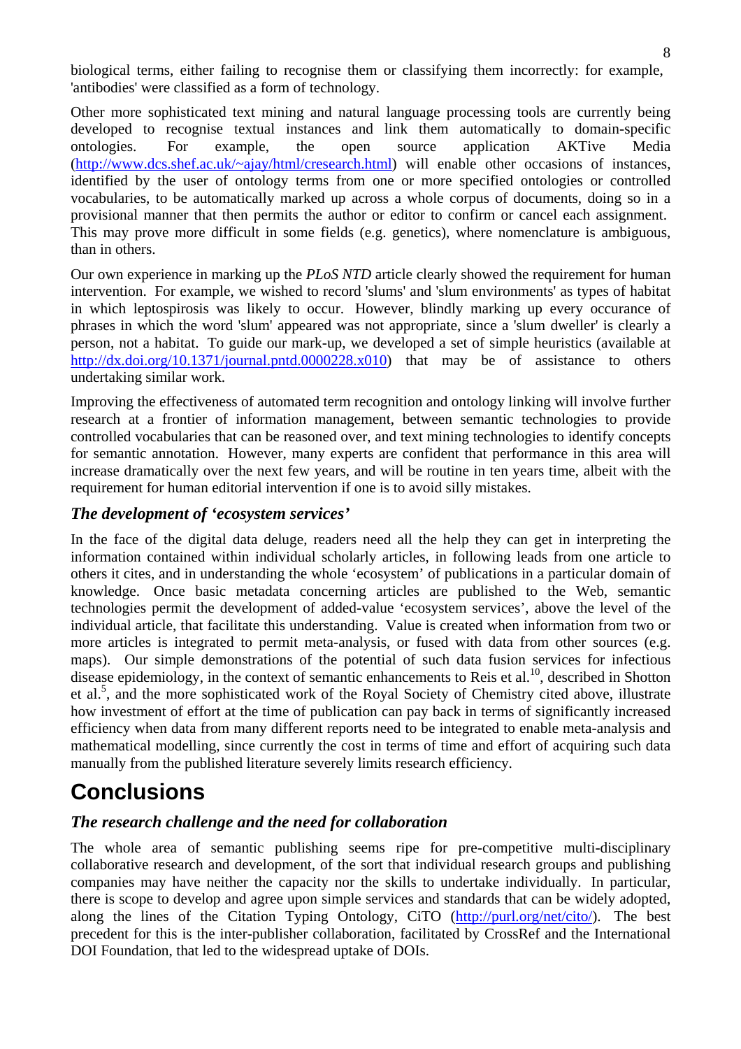biological terms, either failing to recognise them or classifying them incorrectly: for example, 'antibodies' were classified as a form of technology.

Other more sophisticated text mining and natural language processing tools are currently being developed to recognise textual instances and link them automatically to domain-specific ontologies. For example, the open source application AKTive Media (http://www.dcs.shef.ac.uk/~ajay/html/cresearch.html) will enable other occasions of instances, identified by the user of ontology terms from one or more specified ontologies or controlled vocabularies, to be automatically marked up across a whole corpus of documents, doing so in a provisional manner that then permits the author or editor to confirm or cancel each assignment. This may prove more difficult in some fields (e.g. genetics), where nomenclature is ambiguous, than in others.

Our own experience in marking up the *PLoS NTD* article clearly showed the requirement for human intervention. For example, we wished to record 'slums' and 'slum environments' as types of habitat in which leptospirosis was likely to occur. However, blindly marking up every occurance of phrases in which the word 'slum' appeared was not appropriate, since a 'slum dweller' is clearly a person, not a habitat. To guide our mark-up, we developed a set of simple heuristics (available at http://dx.doi.org/10.1371/journal.pntd.0000228.x010) that may be of assistance to others undertaking similar work.

Improving the effectiveness of automated term recognition and ontology linking will involve further research at a frontier of information management, between semantic technologies to provide controlled vocabularies that can be reasoned over, and text mining technologies to identify concepts for semantic annotation. However, many experts are confident that performance in this area will increase dramatically over the next few years, and will be routine in ten years time, albeit with the requirement for human editorial intervention if one is to avoid silly mistakes.

### *The development of 'ecosystem services'*

In the face of the digital data deluge, readers need all the help they can get in interpreting the information contained within individual scholarly articles, in following leads from one article to others it cites, and in understanding the whole 'ecosystem' of publications in a particular domain of knowledge. Once basic metadata concerning articles are published to the Web, semantic technologies permit the development of added-value 'ecosystem services', above the level of the individual article, that facilitate this understanding. Value is created when information from two or more articles is integrated to permit meta-analysis, or fused with data from other sources (e.g. maps). Our simple demonstrations of the potential of such data fusion services for infectious disease epidemiology, in the context of semantic enhancements to Reis et al.[10], described in Shotton et al.[5], and the more sophisticated work of the Royal Society of Chemistry cited above, illustrate how investment of effort at the time of publication can pay back in terms of significantly increased efficiency when data from many different reports need to be integrated to enable meta-analysis and mathematical modelling, since currently the cost in terms of time and effort of acquiring such data manually from the published literature severely limits research efficiency.

## Conclusions

### *The research challenge and the need for collaboration*

The whole area of semantic publishing seems ripe for pre-competitive multi-disciplinary collaborative research and development, of the sort that individual research groups and publishing companies may have neither the capacity nor the skills to undertake individually. In particular, there is scope to develop and agree upon simple services and standards that can be widely adopted, along the lines of the Citation Typing Ontology, CiTO (http://purl.org/net/cito/). The best precedent for this is the inter-publisher collaboration, facilitated by CrossRef and the International DOI Foundation, that led to the widespread uptake of DOIs.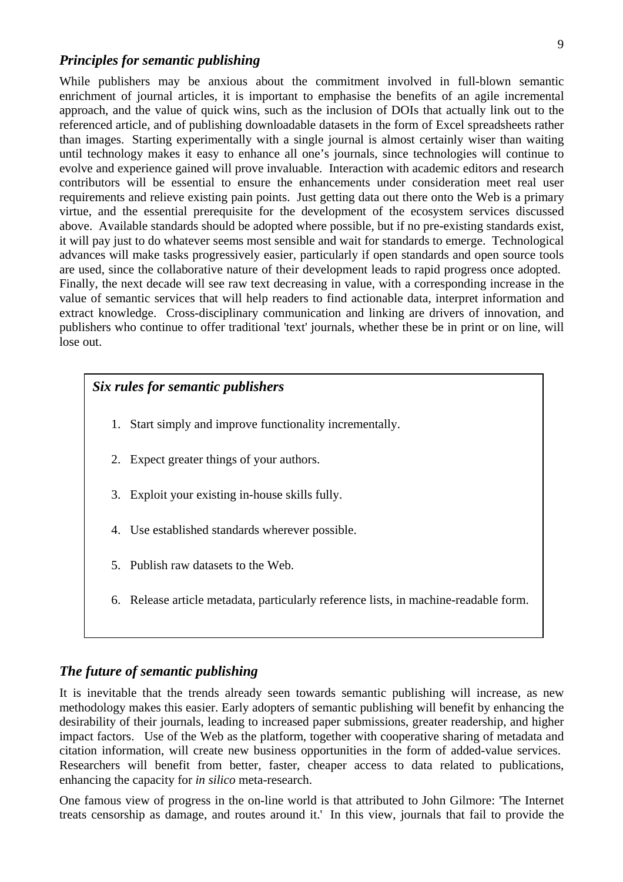## *Principles for semantic publishing*

While publishers may be anxious about the commitment involved in full-blown semantic enrichment of journal articles, it is important to emphasise the benefits of an agile incremental approach, and the value of quick wins, such as the inclusion of DOIs that actually link out to the referenced article, and of publishing downloadable datasets in the form of Excel spreadsheets rather than images. Starting experimentally with a single journal is almost certainly wiser than waiting until technology makes it easy to enhance all one's journals, since technologies will continue to evolve and experience gained will prove invaluable. Interaction with academic editors and research contributors will be essential to ensure the enhancements under consideration meet real user requirements and relieve existing pain points. Just getting data out there onto the Web is a primary virtue, and the essential prerequisite for the development of the ecosystem services discussed above. Available standards should be adopted where possible, but if no pre-existing standards exist, it will pay just to do whatever seems most sensible and wait for standards to emerge. Technological advances will make tasks progressively easier, particularly if open standards and open source tools are used, since the collaborative nature of their development leads to rapid progress once adopted. Finally, the next decade will see raw text decreasing in value, with a corresponding increase in the value of semantic services that will help readers to find actionable data, interpret information and extract knowledge. Cross-disciplinary communication and linking are drivers of innovation, and publishers who continue to offer traditional 'text' journals, whether these be in print or on line, will lose out.

> ***Six rules for semantic publishers***
>
> 1. Start simply and improve functionality incrementally.
> 2. Expect greater things of your authors.
> 3. Exploit your existing in-house skills fully.
> 4. Use established standards wherever possible.
> 5. Publish raw datasets to the Web.
> 6. Release article metadata, particularly reference lists, in machine-readable form.

## *The future of semantic publishing*

It is inevitable that the trends already seen towards semantic publishing will increase, as new methodology makes this easier. Early adopters of semantic publishing will benefit by enhancing the desirability of their journals, leading to increased paper submissions, greater readership, and higher impact factors. Use of the Web as the platform, together with cooperative sharing of metadata and citation information, will create new business opportunities in the form of added-value services. Researchers will benefit from better, faster, cheaper access to data related to publications, enhancing the capacity for *in silico* meta-research.

One famous view of progress in the on-line world is that attributed to John Gilmore: 'The Internet treats censorship as damage, and routes around it.' In this view, journals that fail to provide the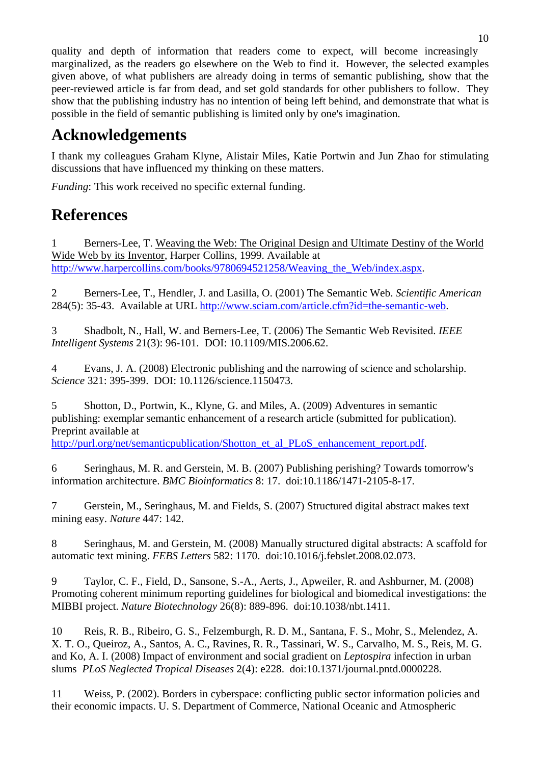quality and depth of information that readers come to expect, will become increasingly marginalized, as the readers go elsewhere on the Web to find it. However, the selected examples given above, of what publishers are already doing in terms of semantic publishing, show that the peer-reviewed article is far from dead, and set gold standards for other publishers to follow. They show that the publishing industry has no intention of being left behind, and demonstrate that what is possible in the field of semantic publishing is limited only by one's imagination.

## Acknowledgements

I thank my colleagues Graham Klyne, Alistair Miles, Katie Portwin and Jun Zhao for stimulating discussions that have influenced my thinking on these matters.

*Funding*: This work received no specific external funding.

## References

1 Berners-Lee, T. Weaving the Web: The Original Design and Ultimate Destiny of the World Wide Web by its Inventor, Harper Collins, 1999. Available at http://www.harpercollins.com/books/9780694521258/Weaving_the_Web/index.aspx.

2 Berners-Lee, T., Hendler, J. and Lasilla, O. (2001) The Semantic Web. *Scientific American* 284(5): 35-43. Available at URL http://www.sciam.com/article.cfm?id=the-semantic-web.

3 Shadbolt, N., Hall, W. and Berners-Lee, T. (2006) The Semantic Web Revisited. *IEEE Intelligent Systems* 21(3): 96-101. DOI: 10.1109/MIS.2006.62.

4 Evans, J. A. (2008) Electronic publishing and the narrowing of science and scholarship. *Science* 321: 395-399. DOI: 10.1126/science.1150473.

5 Shotton, D., Portwin, K., Klyne, G. and Miles, A. (2009) Adventures in semantic publishing: exemplar semantic enhancement of a research article (submitted for publication). Preprint available at http://purl.org/net/semanticpublication/Shotton_et_al_PLoS_enhancement_report.pdf.

6 Seringhaus, M. R. and Gerstein, M. B. (2007) Publishing perishing? Towards tomorrow's information architecture. *BMC Bioinformatics* 8: 17. doi:10.1186/1471-2105-8-17.

7 Gerstein, M., Seringhaus, M. and Fields, S. (2007) Structured digital abstract makes text mining easy. *Nature* 447: 142.

8 Seringhaus, M. and Gerstein, M. (2008) Manually structured digital abstracts: A scaffold for automatic text mining. *FEBS Letters* 582: 1170. doi:10.1016/j.febslet.2008.02.073.

9 Taylor, C. F., Field, D., Sansone, S.-A., Aerts, J., Apweiler, R. and Ashburner, M. (2008) Promoting coherent minimum reporting guidelines for biological and biomedical investigations: the MIBBI project. *Nature Biotechnology* 26(8): 889-896. doi:10.1038/nbt.1411.

10 Reis, R. B., Ribeiro, G. S., Felzemburgh, R. D. M., Santana, F. S., Mohr, S., Melendez, A. X. T. O., Queiroz, A., Santos, A. C., Ravines, R. R., Tassinari, W. S., Carvalho, M. S., Reis, M. G. and Ko, A. I. (2008) Impact of environment and social gradient on *Leptospira* infection in urban slums *PLoS Neglected Tropical Diseases* 2(4): e228. doi:10.1371/journal.pntd.0000228.

11 Weiss, P. (2002). Borders in cyberspace: conflicting public sector information policies and their economic impacts. U. S. Department of Commerce, National Oceanic and Atmospheric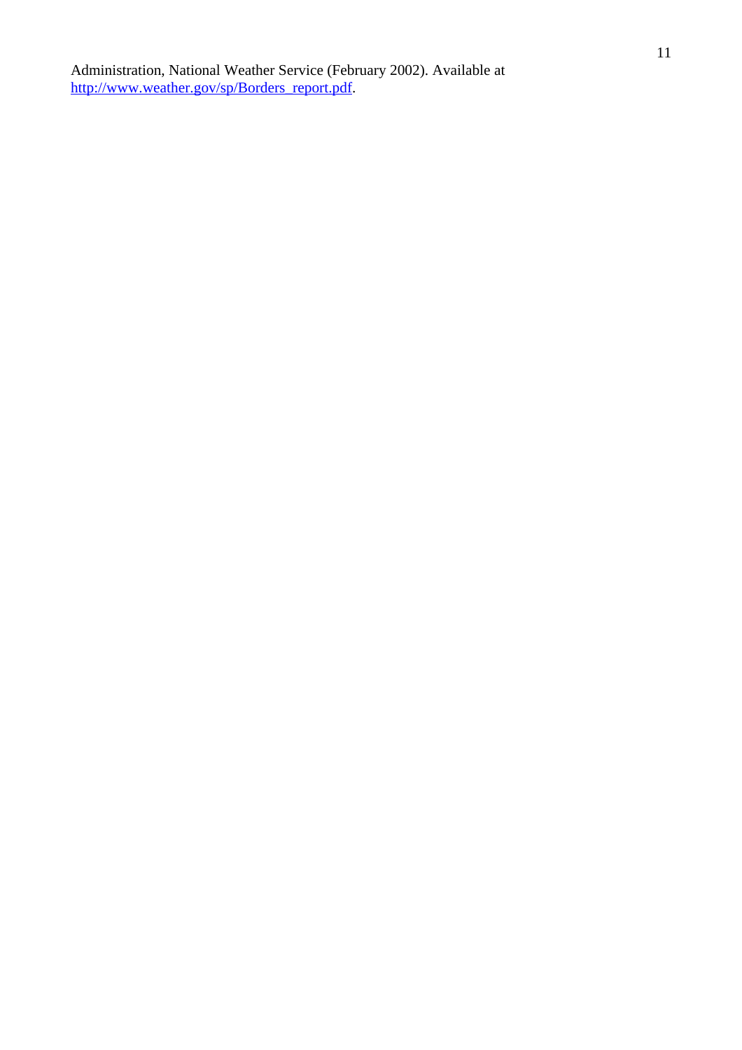Administration, National Weather Service (February 2002). Available at http://www.weather.gov/sp/Borders_report.pdf.